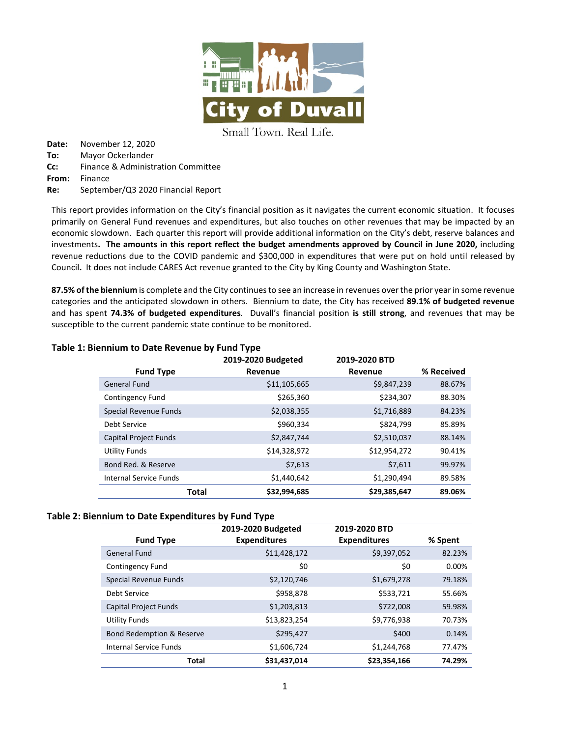# City of Duvall

Small Town. Real Life.

**Date:** November 12, 2020
**To:** Mayor Ockerlander
**Cc:** Finance & Administration Committee
**From:** Finance
**Re:** September/Q3 2020 Financial Report

This report provides information on the City's financial position as it navigates the current economic situation. It focuses primarily on General Fund revenues and expenditures, but also touches on other revenues that may be impacted by an economic slowdown. Each quarter this report will provide additional information on the City's debt, reserve balances and investments**. The amounts in this report reflect the budget amendments approved by Council in June 2020,** including revenue reductions due to the COVID pandemic and $300,000 in expenditures that were put on hold until released by Council**.** It does not include CARES Act revenue granted to the City by King County and Washington State.

**87.5% of the biennium** is complete and the City continues to see an increase in revenues over the prior year in some revenue categories and the anticipated slowdown in others. Biennium to date, the City has received **89.1% of budgeted revenue** and has spent **74.3% of budgeted expenditures**. Duvall's financial position **is still strong**, and revenues that may be susceptible to the current pandemic state continue to be monitored.

### Table 1: Biennium to Date Revenue by Fund Type

| Fund Type | 2019-2020 Budgeted Revenue | 2019-2020 BTD Revenue | % Received |
|---|---|---|---|
| General Fund | $11,105,665 | $9,847,239 | 88.67% |
| Contingency Fund | $265,360 | $234,307 | 88.30% |
| Special Revenue Funds | $2,038,355 | $1,716,889 | 84.23% |
| Debt Service | $960,334 | $824,799 | 85.89% |
| Capital Project Funds | $2,847,744 | $2,510,037 | 88.14% |
| Utility Funds | $14,328,972 | $12,954,272 | 90.41% |
| Bond Red. & Reserve | $7,613 | $7,611 | 99.97% |
| Internal Service Funds | $1,440,642 | $1,290,494 | 89.58% |
| **Total** | **$32,994,685** | **$29,385,647** | **89.06%** |

### Table 2: Biennium to Date Expenditures by Fund Type

| Fund Type | 2019-2020 Budgeted Expenditures | 2019-2020 BTD Expenditures | % Spent |
|---|---|---|---|
| General Fund | $11,428,172 | $9,397,052 | 82.23% |
| Contingency Fund | $0 | $0 | 0.00% |
| Special Revenue Funds | $2,120,746 | $1,679,278 | 79.18% |
| Debt Service | $958,878 | $533,721 | 55.66% |
| Capital Project Funds | $1,203,813 | $722,008 | 59.98% |
| Utility Funds | $13,823,254 | $9,776,938 | 70.73% |
| Bond Redemption & Reserve | $295,427 | $400 | 0.14% |
| Internal Service Funds | $1,606,724 | $1,244,768 | 77.47% |
| **Total** | **$31,437,014** | **$23,354,166** | **74.29%** |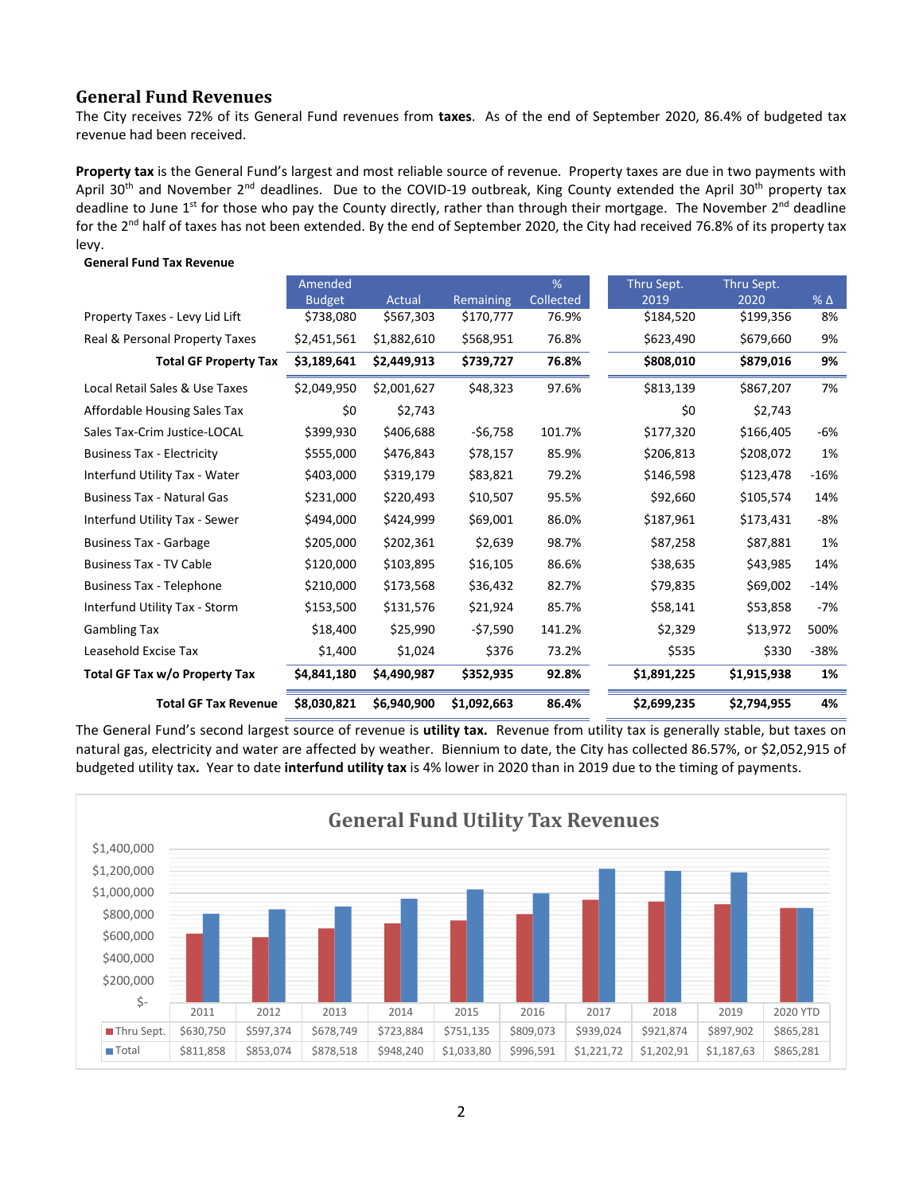## General Fund Revenues

The City receives 72% of its General Fund revenues from **taxes**. As of the end of September 2020, 86.4% of budgeted tax revenue had been received.

**Property tax** is the General Fund's largest and most reliable source of revenue. Property taxes are due in two payments with April 30th and November 2nd deadlines. Due to the COVID-19 outbreak, King County extended the April 30th property tax deadline to June 1st for those who pay the County directly, rather than through their mortgage. The November 2nd deadline for the 2nd half of taxes has not been extended. By the end of September 2020, the City had received 76.8% of its property tax levy.

**General Fund Tax Revenue**

| | Amended Budget | Actual | Remaining | % Collected | Thru Sept. 2019 | Thru Sept. 2020 | % Δ |
|---|---|---|---|---|---|---|---|
| Property Taxes - Levy Lid Lift | $738,080 | $567,303 | $170,777 | 76.9% | $184,520 | $199,356 | 8% |
| Real & Personal Property Taxes | $2,451,561 | $1,882,610 | $568,951 | 76.8% | $623,490 | $679,660 | 9% |
| **Total GF Property Tax** | **$3,189,641** | **$2,449,913** | **$739,727** | **76.8%** | **$808,010** | **$879,016** | **9%** |
| Local Retail Sales & Use Taxes | $2,049,950 | $2,001,627 | $48,323 | 97.6% | $813,139 | $867,207 | 7% |
| Affordable Housing Sales Tax | $0 | $2,743 | | | $0 | $2,743 | |
| Sales Tax-Crim Justice-LOCAL | $399,930 | $406,688 | -$6,758 | 101.7% | $177,320 | $166,405 | -6% |
| Business Tax - Electricity | $555,000 | $476,843 | $78,157 | 85.9% | $206,813 | $208,072 | 1% |
| Interfund Utility Tax - Water | $403,000 | $319,179 | $83,821 | 79.2% | $146,598 | $123,478 | -16% |
| Business Tax - Natural Gas | $231,000 | $220,493 | $10,507 | 95.5% | $92,660 | $105,574 | 14% |
| Interfund Utility Tax - Sewer | $494,000 | $424,999 | $69,001 | 86.0% | $187,961 | $173,431 | -8% |
| Business Tax - Garbage | $205,000 | $202,361 | $2,639 | 98.7% | $87,258 | $87,881 | 1% |
| Business Tax - TV Cable | $120,000 | $103,895 | $16,105 | 86.6% | $38,635 | $43,985 | 14% |
| Business Tax - Telephone | $210,000 | $173,568 | $36,432 | 82.7% | $79,835 | $69,002 | -14% |
| Interfund Utility Tax - Storm | $153,500 | $131,576 | $21,924 | 85.7% | $58,141 | $53,858 | -7% |
| Gambling Tax | $18,400 | $25,990 | -$7,590 | 141.2% | $2,329 | $13,972 | 500% |
| Leasehold Excise Tax | $1,400 | $1,024 | $376 | 73.2% | $535 | $330 | -38% |
| **Total GF Tax w/o Property Tax** | **$4,841,180** | **$4,490,987** | **$352,935** | **92.8%** | **$1,891,225** | **$1,915,938** | **1%** |
| **Total GF Tax Revenue** | **$8,030,821** | **$6,940,900** | **$1,092,663** | **86.4%** | **$2,699,235** | **$2,794,955** | **4%** |

The General Fund's second largest source of revenue is **utility tax.** Revenue from utility tax is generally stable, but taxes on natural gas, electricity and water are affected by weather. Biennium to date, the City has collected 86.57%, or $2,052,915 of budgeted utility tax**.** Year to date **interfund utility tax** is 4% lower in 2020 than in 2019 due to the timing of payments.

**General Fund Utility Tax Revenues**

| | 2011 | 2012 | 2013 | 2014 | 2015 | 2016 | 2017 | 2018 | 2019 | 2020 YTD |
|---|---|---|---|---|---|---|---|---|---|---|
| Thru Sept. | $630,750 | $597,374 | $678,749 | $723,884 | $751,135 | $809,073 | $939,024 | $921,874 | $897,902 | $865,281 |
| Total | $811,858 | $853,074 | $878,518 | $948,240 | $1,033,80 | $996,591 | $1,221,72 | $1,202,91 | $1,187,63 | $865,281 |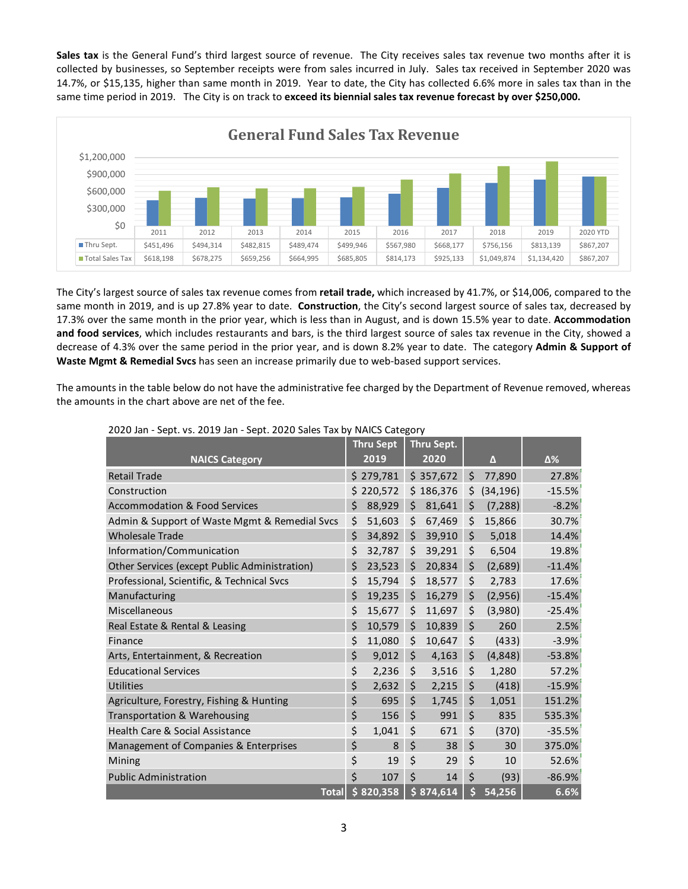**Sales tax** is the General Fund's third largest source of revenue. The City receives sales tax revenue two months after it is collected by businesses, so September receipts were from sales incurred in July. Sales tax received in September 2020 was 14.7%, or $15,135, higher than same month in 2019. Year to date, the City has collected 6.6% more in sales tax than in the same time period in 2019. The City is on track to **exceed its biennial sales tax revenue forecast by over $250,000.**

**General Fund Sales Tax Revenue**

| | 2011 | 2012 | 2013 | 2014 | 2015 | 2016 | 2017 | 2018 | 2019 | 2020 YTD |
|---|---|---|---|---|---|---|---|---|---|---|
| Thru Sept. | $451,496 | $494,314 | $482,815 | $489,474 | $499,946 | $567,980 | $668,177 | $756,156 | $813,139 | $867,207 |
| Total Sales Tax | $618,198 | $678,275 | $659,256 | $664,995 | $685,805 | $814,173 | $925,133 | $1,049,874 | $1,134,420 | $867,207 |

The City's largest source of sales tax revenue comes from **retail trade,** which increased by 41.7%, or $14,006, compared to the same month in 2019, and is up 27.8% year to date. **Construction**, the City's second largest source of sales tax, decreased by 17.3% over the same month in the prior year, which is less than in August, and is down 15.5% year to date. **Accommodation and food services**, which includes restaurants and bars, is the third largest source of sales tax revenue in the City, showed a decrease of 4.3% over the same period in the prior year, and is down 8.2% year to date. The category **Admin & Support of Waste Mgmt & Remedial Svcs** has seen an increase primarily due to web-based support services.

The amounts in the table below do not have the administrative fee charged by the Department of Revenue removed, whereas the amounts in the chart above are net of the fee.

2020 Jan - Sept. vs. 2019 Jan - Sept. 2020 Sales Tax by NAICS Category

| NAICS Category | Thru Sept 2019 | Thru Sept. 2020 | Δ | Δ% |
|---|---|---|---|---|
| Retail Trade | $ 279,781 | $ 357,672 | $ 77,890 | 27.8% |
| Construction | $ 220,572 | $ 186,376 | $ (34,196) | -15.5% |
| Accommodation & Food Services | $ 88,929 | $ 81,641 | $ (7,288) | -8.2% |
| Admin & Support of Waste Mgmt & Remedial Svcs | $ 51,603 | $ 67,469 | $ 15,866 | 30.7% |
| Wholesale Trade | $ 34,892 | $ 39,910 | $ 5,018 | 14.4% |
| Information/Communication | $ 32,787 | $ 39,291 | $ 6,504 | 19.8% |
| Other Services (except Public Administration) | $ 23,523 | $ 20,834 | $ (2,689) | -11.4% |
| Professional, Scientific, & Technical Svcs | $ 15,794 | $ 18,577 | $ 2,783 | 17.6% |
| Manufacturing | $ 19,235 | $ 16,279 | $ (2,956) | -15.4% |
| Miscellaneous | $ 15,677 | $ 11,697 | $ (3,980) | -25.4% |
| Real Estate & Rental & Leasing | $ 10,579 | $ 10,839 | $ 260 | 2.5% |
| Finance | $ 11,080 | $ 10,647 | $ (433) | -3.9% |
| Arts, Entertainment, & Recreation | $ 9,012 | $ 4,163 | $ (4,848) | -53.8% |
| Educational Services | $ 2,236 | $ 3,516 | $ 1,280 | 57.2% |
| Utilities | $ 2,632 | $ 2,215 | $ (418) | -15.9% |
| Agriculture, Forestry, Fishing & Hunting | $ 695 | $ 1,745 | $ 1,051 | 151.2% |
| Transportation & Warehousing | $ 156 | $ 991 | $ 835 | 535.3% |
| Health Care & Social Assistance | $ 1,041 | $ 671 | $ (370) | -35.5% |
| Management of Companies & Enterprises | $ 8 | $ 38 | $ 30 | 375.0% |
| Mining | $ 19 | $ 29 | $ 10 | 52.6% |
| Public Administration | $ 107 | $ 14 | $ (93) | -86.9% |
| **Total** | **$ 820,358** | **$ 874,614** | **$ 54,256** | **6.6%** |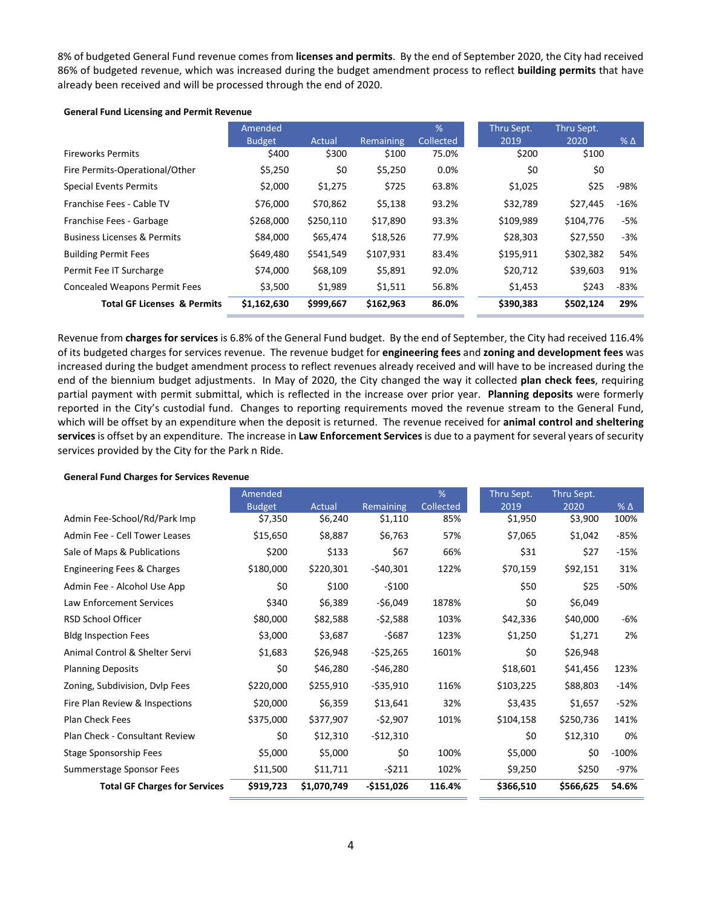8% of budgeted General Fund revenue comes from **licenses and permits**. By the end of September 2020, the City had received 86% of budgeted revenue, which was increased during the budget amendment process to reflect **building permits** that have already been received and will be processed through the end of 2020.

**General Fund Licensing and Permit Revenue**

| | Amended Budget | Actual | Remaining | % Collected | Thru Sept. 2019 | Thru Sept. 2020 | % Δ |
|---|---|---|---|---|---|---|---|
| Fireworks Permits | $400 | $300 | $100 | 75.0% | $200 | $100 | |
| Fire Permits-Operational/Other | $5,250 | $0 | $5,250 | 0.0% | $0 | $0 | |
| Special Events Permits | $2,000 | $1,275 | $725 | 63.8% | $1,025 | $25 | -98% |
| Franchise Fees - Cable TV | $76,000 | $70,862 | $5,138 | 93.2% | $32,789 | $27,445 | -16% |
| Franchise Fees - Garbage | $268,000 | $250,110 | $17,890 | 93.3% | $109,989 | $104,776 | -5% |
| Business Licenses & Permits | $84,000 | $65,474 | $18,526 | 77.9% | $28,303 | $27,550 | -3% |
| Building Permit Fees | $649,480 | $541,549 | $107,931 | 83.4% | $195,911 | $302,382 | 54% |
| Permit Fee IT Surcharge | $74,000 | $68,109 | $5,891 | 92.0% | $20,712 | $39,603 | 91% |
| Concealed Weapons Permit Fees | $3,500 | $1,989 | $1,511 | 56.8% | $1,453 | $243 | -83% |
| **Total GF Licenses & Permits** | **$1,162,630** | **$999,667** | **$162,963** | **86.0%** | **$390,383** | **$502,124** | **29%** |

Revenue from **charges for services** is 6.8% of the General Fund budget. By the end of September, the City had received 116.4% of its budgeted charges for services revenue. The revenue budget for **engineering fees** and **zoning and development fees** was increased during the budget amendment process to reflect revenues already received and will have to be increased during the end of the biennium budget adjustments. In May of 2020, the City changed the way it collected **plan check fees**, requiring partial payment with permit submittal, which is reflected in the increase over prior year. **Planning deposits** were formerly reported in the City's custodial fund. Changes to reporting requirements moved the revenue stream to the General Fund, which will be offset by an expenditure when the deposit is returned. The revenue received for **animal control and sheltering services** is offset by an expenditure. The increase in **Law Enforcement Services** is due to a payment for several years of security services provided by the City for the Park n Ride.

**General Fund Charges for Services Revenue**

| | Amended Budget | Actual | Remaining | % Collected | Thru Sept. 2019 | Thru Sept. 2020 | % Δ |
|---|---|---|---|---|---|---|---|
| Admin Fee-School/Rd/Park Imp | $7,350 | $6,240 | $1,110 | 85% | $1,950 | $3,900 | 100% |
| Admin Fee - Cell Tower Leases | $15,650 | $8,887 | $6,763 | 57% | $7,065 | $1,042 | -85% |
| Sale of Maps & Publications | $200 | $133 | $67 | 66% | $31 | $27 | -15% |
| Engineering Fees & Charges | $180,000 | $220,301 | -$40,301 | 122% | $70,159 | $92,151 | 31% |
| Admin Fee - Alcohol Use App | $0 | $100 | -$100 | | $50 | $25 | -50% |
| Law Enforcement Services | $340 | $6,389 | -$6,049 | 1878% | $0 | $6,049 | |
| RSD School Officer | $80,000 | $82,588 | -$2,588 | 103% | $42,336 | $40,000 | -6% |
| Bldg Inspection Fees | $3,000 | $3,687 | -$687 | 123% | $1,250 | $1,271 | 2% |
| Animal Control & Shelter Servi | $1,683 | $26,948 | -$25,265 | 1601% | $0 | $26,948 | |
| Planning Deposits | $0 | $46,280 | -$46,280 | | $18,601 | $41,456 | 123% |
| Zoning, Subdivision, Dvlp Fees | $220,000 | $255,910 | -$35,910 | 116% | $103,225 | $88,803 | -14% |
| Fire Plan Review & Inspections | $20,000 | $6,359 | $13,641 | 32% | $3,435 | $1,657 | -52% |
| Plan Check Fees | $375,000 | $377,907 | -$2,907 | 101% | $104,158 | $250,736 | 141% |
| Plan Check - Consultant Review | $0 | $12,310 | -$12,310 | | $0 | $12,310 | 0% |
| Stage Sponsorship Fees | $5,000 | $5,000 | $0 | 100% | $5,000 | $0 | -100% |
| Summerstage Sponsor Fees | $11,500 | $11,711 | -$211 | 102% | $9,250 | $250 | -97% |
| **Total GF Charges for Services** | **$919,723** | **$1,070,749** | **-$151,026** | **116.4%** | **$366,510** | **$566,625** | **54.6%** |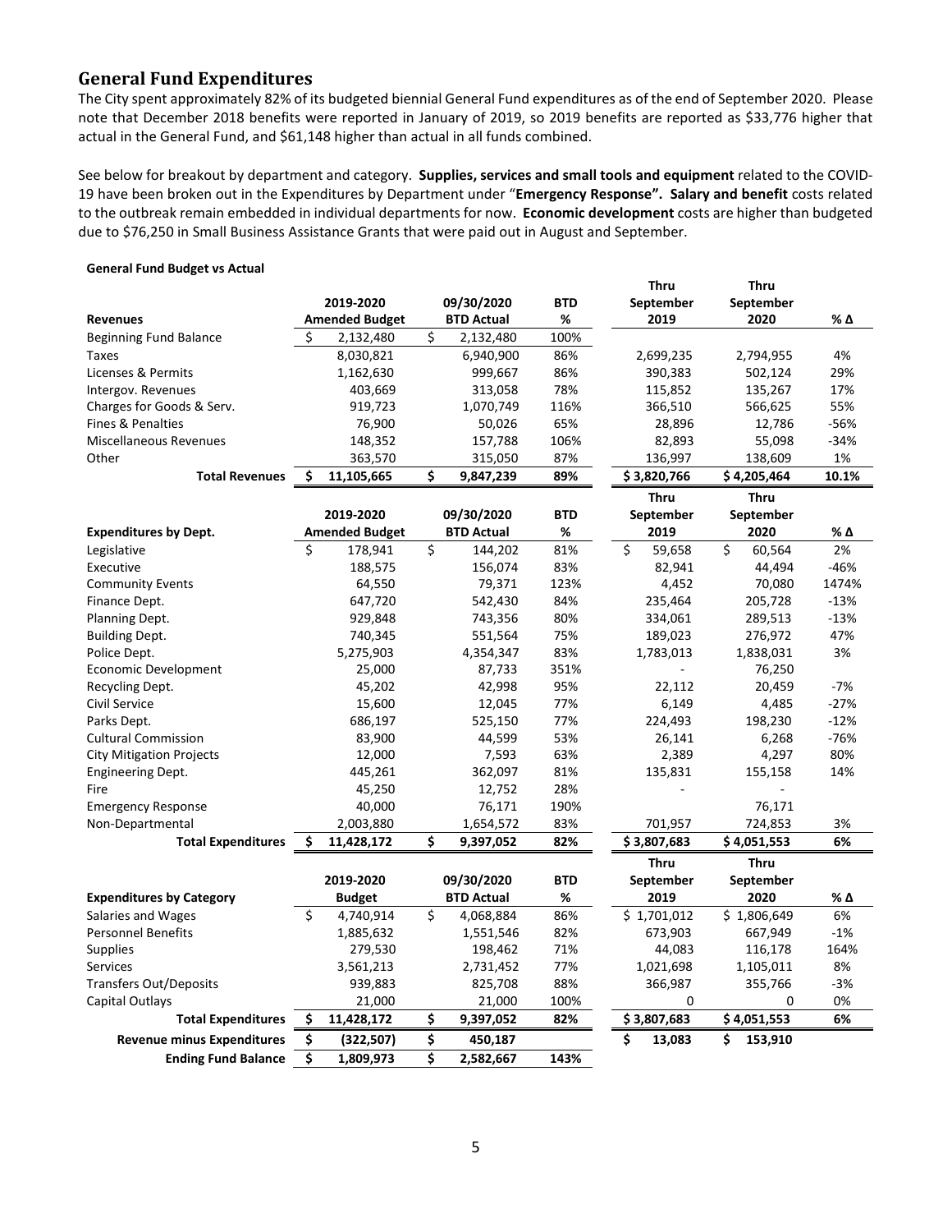## General Fund Expenditures

The City spent approximately 82% of its budgeted biennial General Fund expenditures as of the end of September 2020. Please note that December 2018 benefits were reported in January of 2019, so 2019 benefits are reported as $33,776 higher that actual in the General Fund, and $61,148 higher than actual in all funds combined.

See below for breakout by department and category. **Supplies, services and small tools and equipment** related to the COVID-19 have been broken out in the Expenditures by Department under "**Emergency Response". Salary and benefit** costs related to the outbreak remain embedded in individual departments for now. **Economic development** costs are higher than budgeted due to $76,250 in Small Business Assistance Grants that were paid out in August and September.

**General Fund Budget vs Actual**

| Revenues | 2019-2020 Amended Budget | 09/30/2020 BTD Actual | BTD % | Thru September 2019 | Thru September 2020 | % Δ |
|---|---|---|---|---|---|---|
| Beginning Fund Balance | $ 2,132,480 | $ 2,132,480 | 100% | | | |
| Taxes | 8,030,821 | 6,940,900 | 86% | 2,699,235 | 2,794,955 | 4% |
| Licenses & Permits | 1,162,630 | 999,667 | 86% | 390,383 | 502,124 | 29% |
| Intergov. Revenues | 403,669 | 313,058 | 78% | 115,852 | 135,267 | 17% |
| Charges for Goods & Serv. | 919,723 | 1,070,749 | 116% | 366,510 | 566,625 | 55% |
| Fines & Penalties | 76,900 | 50,026 | 65% | 28,896 | 12,786 | -56% |
| Miscellaneous Revenues | 148,352 | 157,788 | 106% | 82,893 | 55,098 | -34% |
| Other | 363,570 | 315,050 | 87% | 136,997 | 138,609 | 1% |
| **Total Revenues** | **$ 11,105,665** | **$ 9,847,239** | **89%** | **$ 3,820,766** | **$ 4,205,464** | **10.1%** |

| Expenditures by Dept. | 2019-2020 Amended Budget | 09/30/2020 BTD Actual | BTD % | Thru September 2019 | Thru September 2020 | % Δ |
|---|---|---|---|---|---|---|
| Legislative | $ 178,941 | $ 144,202 | 81% | $ 59,658 | $ 60,564 | 2% |
| Executive | 188,575 | 156,074 | 83% | 82,941 | 44,494 | -46% |
| Community Events | 64,550 | 79,371 | 123% | 4,452 | 70,080 | 1474% |
| Finance Dept. | 647,720 | 542,430 | 84% | 235,464 | 205,728 | -13% |
| Planning Dept. | 929,848 | 743,356 | 80% | 334,061 | 289,513 | -13% |
| Building Dept. | 740,345 | 551,564 | 75% | 189,023 | 276,972 | 47% |
| Police Dept. | 5,275,903 | 4,354,347 | 83% | 1,783,013 | 1,838,031 | 3% |
| Economic Development | 25,000 | 87,733 | 351% | - | 76,250 | |
| Recycling Dept. | 45,202 | 42,998 | 95% | 22,112 | 20,459 | -7% |
| Civil Service | 15,600 | 12,045 | 77% | 6,149 | 4,485 | -27% |
| Parks Dept. | 686,197 | 525,150 | 77% | 224,493 | 198,230 | -12% |
| Cultural Commission | 83,900 | 44,599 | 53% | 26,141 | 6,268 | -76% |
| City Mitigation Projects | 12,000 | 7,593 | 63% | 2,389 | 4,297 | 80% |
| Engineering Dept. | 445,261 | 362,097 | 81% | 135,831 | 155,158 | 14% |
| Fire | 45,250 | 12,752 | 28% | - | - | |
| Emergency Response | 40,000 | 76,171 | 190% | | 76,171 | |
| Non-Departmental | 2,003,880 | 1,654,572 | 83% | 701,957 | 724,853 | 3% |
| **Total Expenditures** | **$ 11,428,172** | **$ 9,397,052** | **82%** | **$ 3,807,683** | **$ 4,051,553** | **6%** |

| Expenditures by Category | 2019-2020 Budget | 09/30/2020 BTD Actual | BTD % | Thru September 2019 | Thru September 2020 | % Δ |
|---|---|---|---|---|---|---|
| Salaries and Wages | $ 4,740,914 | $ 4,068,884 | 86% | $ 1,701,012 | $ 1,806,649 | 6% |
| Personnel Benefits | 1,885,632 | 1,551,546 | 82% | 673,903 | 667,949 | -1% |
| Supplies | 279,530 | 198,462 | 71% | 44,083 | 116,178 | 164% |
| Services | 3,561,213 | 2,731,452 | 77% | 1,021,698 | 1,105,011 | 8% |
| Transfers Out/Deposits | 939,883 | 825,708 | 88% | 366,987 | 355,766 | -3% |
| Capital Outlays | 21,000 | 21,000 | 100% | 0 | 0 | 0% |
| **Total Expenditures** | **$ 11,428,172** | **$ 9,397,052** | **82%** | **$ 3,807,683** | **$ 4,051,553** | **6%** |
| **Revenue minus Expenditures** | **$ (322,507)** | **$ 450,187** | | **$ 13,083** | **$ 153,910** | |
| **Ending Fund Balance** | **$ 1,809,973** | **$ 2,582,667** | **143%** | | | |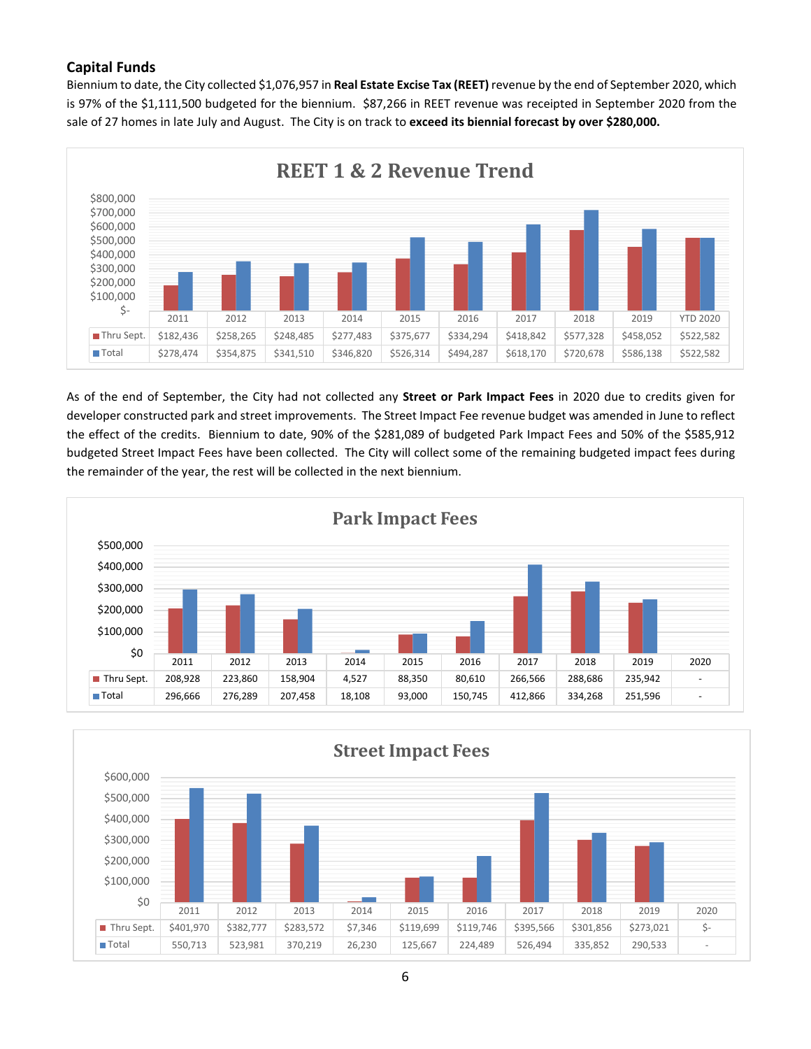## Capital Funds

Biennium to date, the City collected $1,076,957 in **Real Estate Excise Tax (REET)** revenue by the end of September 2020, which is 97% of the $1,111,500 budgeted for the biennium. $87,266 in REET revenue was receipted in September 2020 from the sale of 27 homes in late July and August. The City is on track to **exceed its biennial forecast by over $280,000.**

**REET 1 & 2 Revenue Trend**

| | 2011 | 2012 | 2013 | 2014 | 2015 | 2016 | 2017 | 2018 | 2019 | YTD 2020 |
|---|---|---|---|---|---|---|---|---|---|---|
| Thru Sept. | $182,436 | $258,265 | $248,485 | $277,483 | $375,677 | $334,294 | $418,842 | $577,328 | $458,052 | $522,582 |
| Total | $278,474 | $354,875 | $341,510 | $346,820 | $526,314 | $494,287 | $618,170 | $720,678 | $586,138 | $522,582 |

As of the end of September, the City had not collected any **Street or Park Impact Fees** in 2020 due to credits given for developer constructed park and street improvements. The Street Impact Fee revenue budget was amended in June to reflect the effect of the credits. Biennium to date, 90% of the $281,089 of budgeted Park Impact Fees and 50% of the $585,912 budgeted Street Impact Fees have been collected. The City will collect some of the remaining budgeted impact fees during the remainder of the year, the rest will be collected in the next biennium.

**Park Impact Fees**

| | 2011 | 2012 | 2013 | 2014 | 2015 | 2016 | 2017 | 2018 | 2019 | 2020 |
|---|---|---|---|---|---|---|---|---|---|---|
| Thru Sept. | 208,928 | 223,860 | 158,904 | 4,527 | 88,350 | 80,610 | 266,566 | 288,686 | 235,942 | - |
| Total | 296,666 | 276,289 | 207,458 | 18,108 | 93,000 | 150,745 | 412,866 | 334,268 | 251,596 | - |

**Street Impact Fees**

| | 2011 | 2012 | 2013 | 2014 | 2015 | 2016 | 2017 | 2018 | 2019 | 2020 |
|---|---|---|---|---|---|---|---|---|---|---|
| Thru Sept. | $401,970 | $382,777 | $283,572 | $7,346 | $119,699 | $119,746 | $395,566 | $301,856 | $273,021 | $- |
| Total | 550,713 | 523,981 | 370,219 | 26,230 | 125,667 | 224,489 | 526,494 | 335,852 | 290,533 | - |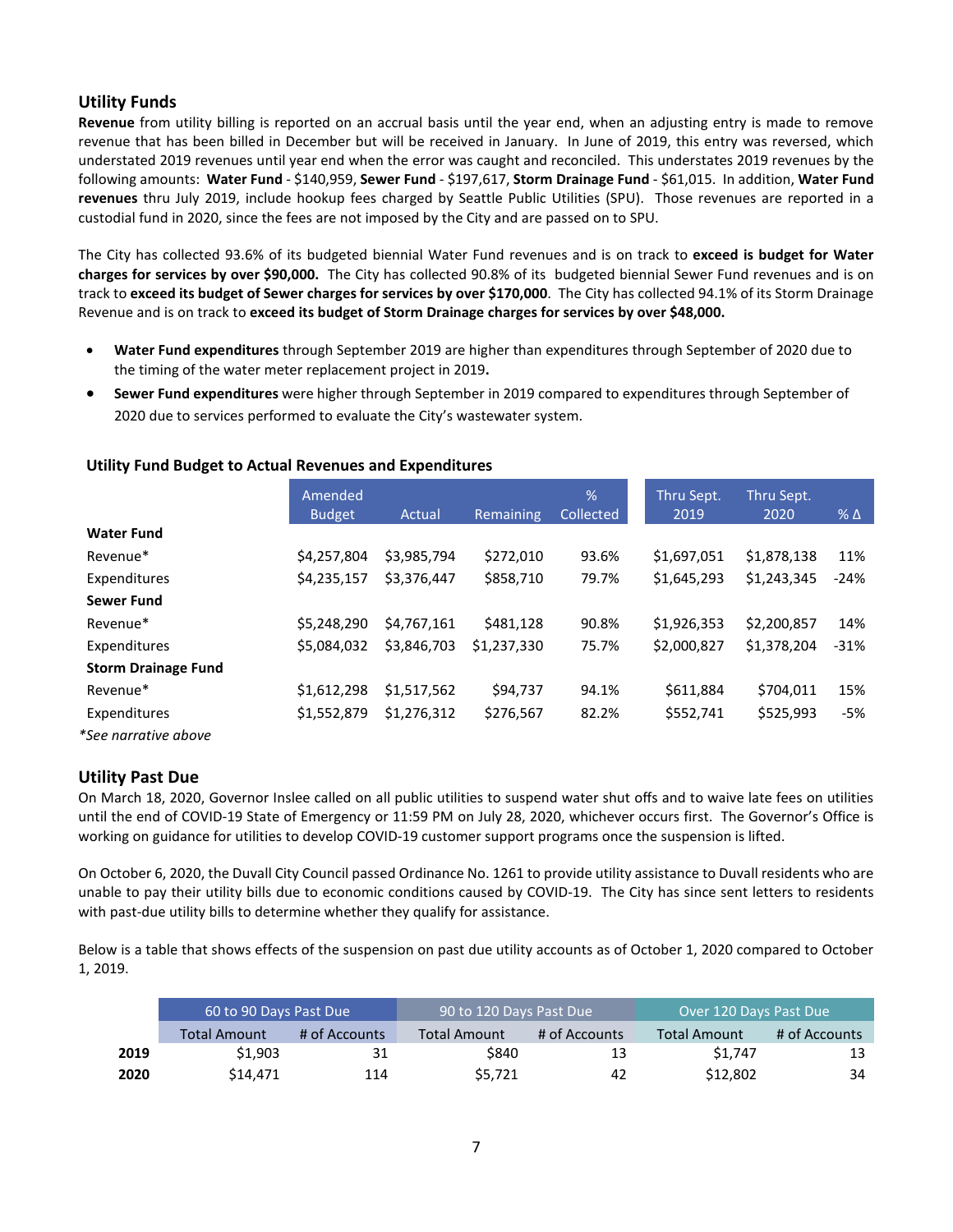## Utility Funds

**Revenue** from utility billing is reported on an accrual basis until the year end, when an adjusting entry is made to remove revenue that has been billed in December but will be received in January. In June of 2019, this entry was reversed, which understated 2019 revenues until year end when the error was caught and reconciled. This understates 2019 revenues by the following amounts: **Water Fund** - $140,959, **Sewer Fund** - $197,617, **Storm Drainage Fund** - $61,015. In addition, **Water Fund revenues** thru July 2019, include hookup fees charged by Seattle Public Utilities (SPU). Those revenues are reported in a custodial fund in 2020, since the fees are not imposed by the City and are passed on to SPU.

The City has collected 93.6% of its budgeted biennial Water Fund revenues and is on track to **exceed is budget for Water charges for services by over $90,000.** The City has collected 90.8% of its budgeted biennial Sewer Fund revenues and is on track to **exceed its budget of Sewer charges for services by over $170,000**. The City has collected 94.1% of its Storm Drainage Revenue and is on track to **exceed its budget of Storm Drainage charges for services by over $48,000.**

- **Water Fund expenditures** through September 2019 are higher than expenditures through September of 2020 due to the timing of the water meter replacement project in 2019**.**
- **Sewer Fund expenditures** were higher through September in 2019 compared to expenditures through September of 2020 due to services performed to evaluate the City's wastewater system.

### Utility Fund Budget to Actual Revenues and Expenditures

| | Amended Budget | Actual | Remaining | % Collected | Thru Sept. 2019 | Thru Sept. 2020 | % Δ |
|---|---|---|---|---|---|---|---|
| **Water Fund** | | | | | | | |
| Revenue* | $4,257,804 | $3,985,794 | $272,010 | 93.6% | $1,697,051 | $1,878,138 | 11% |
| Expenditures | $4,235,157 | $3,376,447 | $858,710 | 79.7% | $1,645,293 | $1,243,345 | -24% |
| **Sewer Fund** | | | | | | | |
| Revenue* | $5,248,290 | $4,767,161 | $481,128 | 90.8% | $1,926,353 | $2,200,857 | 14% |
| Expenditures | $5,084,032 | $3,846,703 | $1,237,330 | 75.7% | $2,000,827 | $1,378,204 | -31% |
| **Storm Drainage Fund** | | | | | | | |
| Revenue* | $1,612,298 | $1,517,562 | $94,737 | 94.1% | $611,884 | $704,011 | 15% |
| Expenditures | $1,552,879 | $1,276,312 | $276,567 | 82.2% | $552,741 | $525,993 | -5% |

*\*See narrative above*

## Utility Past Due

On March 18, 2020, Governor Inslee called on all public utilities to suspend water shut offs and to waive late fees on utilities until the end of COVID-19 State of Emergency or 11:59 PM on July 28, 2020, whichever occurs first. The Governor's Office is working on guidance for utilities to develop COVID-19 customer support programs once the suspension is lifted.

On October 6, 2020, the Duvall City Council passed Ordinance No. 1261 to provide utility assistance to Duvall residents who are unable to pay their utility bills due to economic conditions caused by COVID-19. The City has since sent letters to residents with past-due utility bills to determine whether they qualify for assistance.

Below is a table that shows effects of the suspension on past due utility accounts as of October 1, 2020 compared to October 1, 2019.

| | 60 to 90 Days Past Due | | 90 to 120 Days Past Due | | Over 120 Days Past Due | |
|---|---|---|---|---|---|---|
| | Total Amount | # of Accounts | Total Amount | # of Accounts | Total Amount | # of Accounts |
| **2019** | $1,903 | 31 | $840 | 13 | $1,747 | 13 |
| **2020** | $14,471 | 114 | $5,721 | 42 | $12,802 | 34 |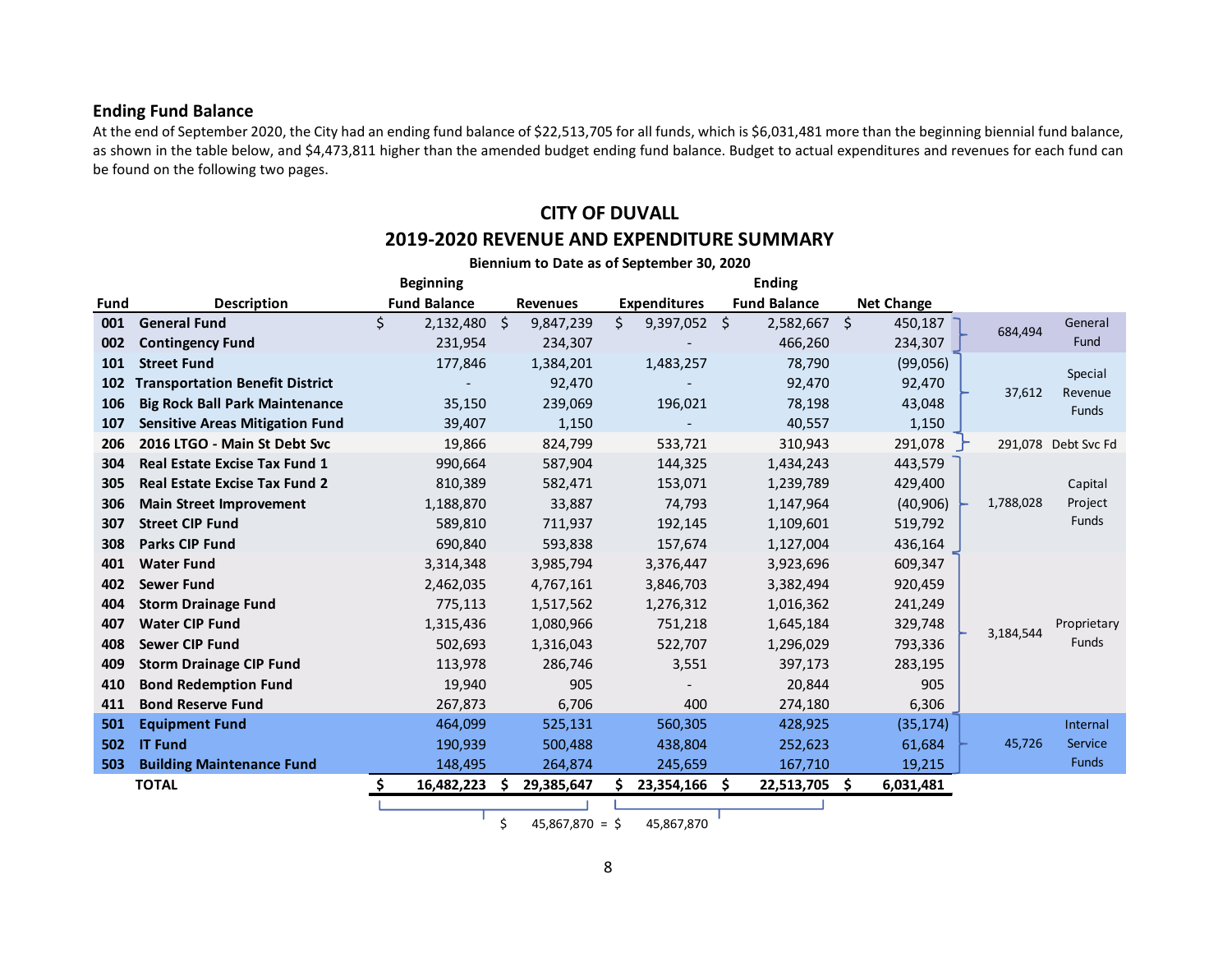## Ending Fund Balance

At the end of September 2020, the City had an ending fund balance of $22,513,705 for all funds, which is $6,031,481 more than the beginning biennial fund balance, as shown in the table below, and $4,473,811 higher than the amended budget ending fund balance. Budget to actual expenditures and revenues for each fund can be found on the following two pages.

### CITY OF DUVALL
### 2019-2020 REVENUE AND EXPENDITURE SUMMARY

**Biennium to Date as of September 30, 2020**

| Fund | Description | Beginning Fund Balance | Revenues | Expenditures | Ending Fund Balance | Net Change | Group Net Change | Fund Type |
|---|---|---|---|---|---|---|---|---|
| 001 | General Fund | $ 2,132,480 | $ 9,847,239 | $ 9,397,052 | $ 2,582,667 | $ 450,187 | 684,494 | General Fund |
| 002 | Contingency Fund | 231,954 | 234,307 | - | 466,260 | 234,307 | | |
| 101 | Street Fund | 177,846 | 1,384,201 | 1,483,257 | 78,790 | (99,056) | 37,612 | Special Revenue Funds |
| 102 | Transportation Benefit District | - | 92,470 | - | 92,470 | 92,470 | | |
| 106 | Big Rock Ball Park Maintenance | 35,150 | 239,069 | 196,021 | 78,198 | 43,048 | | |
| 107 | Sensitive Areas Mitigation Fund | 39,407 | 1,150 | - | 40,557 | 1,150 | | |
| 206 | 2016 LTGO - Main St Debt Svc | 19,866 | 824,799 | 533,721 | 310,943 | 291,078 | 291,078 | Debt Svc Fd |
| 304 | Real Estate Excise Tax Fund 1 | 990,664 | 587,904 | 144,325 | 1,434,243 | 443,579 | 1,788,028 | Capital Project Funds |
| 305 | Real Estate Excise Tax Fund 2 | 810,389 | 582,471 | 153,071 | 1,239,789 | 429,400 | | |
| 306 | Main Street Improvement | 1,188,870 | 33,887 | 74,793 | 1,147,964 | (40,906) | | |
| 307 | Street CIP Fund | 589,810 | 711,937 | 192,145 | 1,109,601 | 519,792 | | |
| 308 | Parks CIP Fund | 690,840 | 593,838 | 157,674 | 1,127,004 | 436,164 | | |
| 401 | Water Fund | 3,314,348 | 3,985,794 | 3,376,447 | 3,923,696 | 609,347 | 3,184,544 | Proprietary Funds |
| 402 | Sewer Fund | 2,462,035 | 4,767,161 | 3,846,703 | 3,382,494 | 920,459 | | |
| 404 | Storm Drainage Fund | 775,113 | 1,517,562 | 1,276,312 | 1,016,362 | 241,249 | | |
| 407 | Water CIP Fund | 1,315,436 | 1,080,966 | 751,218 | 1,645,184 | 329,748 | | |
| 408 | Sewer CIP Fund | 502,693 | 1,316,043 | 522,707 | 1,296,029 | 793,336 | | |
| 409 | Storm Drainage CIP Fund | 113,978 | 286,746 | 3,551 | 397,173 | 283,195 | | |
| 410 | Bond Redemption Fund | 19,940 | 905 | - | 20,844 | 905 | | |
| 411 | Bond Reserve Fund | 267,873 | 6,706 | 400 | 274,180 | 6,306 | | |
| 501 | Equipment Fund | 464,099 | 525,131 | 560,305 | 428,925 | (35,174) | 45,726 | Internal Service Funds |
| 502 | IT Fund | 190,939 | 500,488 | 438,804 | 252,623 | 61,684 | | |
| 503 | Building Maintenance Fund | 148,495 | 264,874 | 245,659 | 167,710 | 19,215 | | |
| | **TOTAL** | **$ 16,482,223** | **$ 29,385,647** | **$ 23,354,166** | **$ 22,513,705** | **$ 6,031,481** | | |

$ 45,867,870 = $ 45,867,870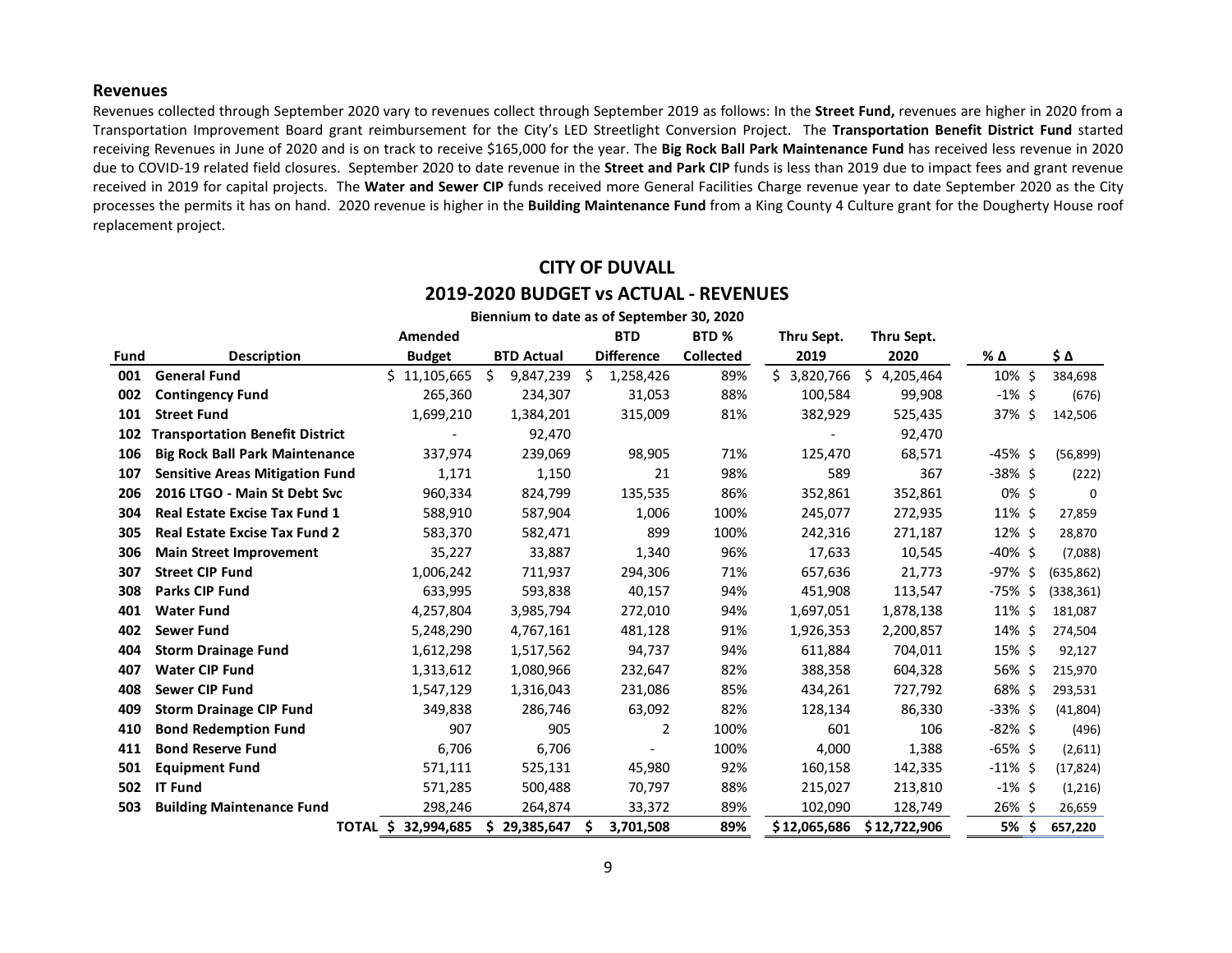## Revenues

Revenues collected through September 2020 vary to revenues collect through September 2019 as follows: In the **Street Fund,** revenues are higher in 2020 from a Transportation Improvement Board grant reimbursement for the City's LED Streetlight Conversion Project. The **Transportation Benefit District Fund** started receiving Revenues in June of 2020 and is on track to receive $165,000 for the year. The **Big Rock Ball Park Maintenance Fund** has received less revenue in 2020 due to COVID-19 related field closures. September 2020 to date revenue in the **Street and Park CIP** funds is less than 2019 due to impact fees and grant revenue received in 2019 for capital projects. The **Water and Sewer CIP** funds received more General Facilities Charge revenue year to date September 2020 as the City processes the permits it has on hand. 2020 revenue is higher in the **Building Maintenance Fund** from a King County 4 Culture grant for the Dougherty House roof replacement project.

# CITY OF DUVALL

## 2019-2020 BUDGET vs ACTUAL - REVENUES

**Biennium to date as of September 30, 2020**

| Fund | Description | Amended Budget | BTD Actual | BTD Difference | BTD % Collected | Thru Sept. 2019 | Thru Sept. 2020 | % Δ | $ Δ |
|---|---|---|---|---|---|---|---|---|---|
| 001 | **General Fund** | $ 11,105,665 | $ 9,847,239 | $ 1,258,426 | 89% | $ 3,820,766 | $ 4,205,464 | 10% | $ 384,698 |
| 002 | **Contingency Fund** | 265,360 | 234,307 | 31,053 | 88% | 100,584 | 99,908 | -1% | $ (676) |
| 101 | **Street Fund** | 1,699,210 | 1,384,201 | 315,009 | 81% | 382,929 | 525,435 | 37% | $ 142,506 |
| 102 | **Transportation Benefit District** | - | 92,470 | | | - | 92,470 | | |
| 106 | **Big Rock Ball Park Maintenance** | 337,974 | 239,069 | 98,905 | 71% | 125,470 | 68,571 | -45% | $ (56,899) |
| 107 | **Sensitive Areas Mitigation Fund** | 1,171 | 1,150 | 21 | 98% | 589 | 367 | -38% | $ (222) |
| 206 | **2016 LTGO - Main St Debt Svc** | 960,334 | 824,799 | 135,535 | 86% | 352,861 | 352,861 | 0% | $ 0 |
| 304 | **Real Estate Excise Tax Fund 1** | 588,910 | 587,904 | 1,006 | 100% | 245,077 | 272,935 | 11% | $ 27,859 |
| 305 | **Real Estate Excise Tax Fund 2** | 583,370 | 582,471 | 899 | 100% | 242,316 | 271,187 | 12% | $ 28,870 |
| 306 | **Main Street Improvement** | 35,227 | 33,887 | 1,340 | 96% | 17,633 | 10,545 | -40% | $ (7,088) |
| 307 | **Street CIP Fund** | 1,006,242 | 711,937 | 294,306 | 71% | 657,636 | 21,773 | -97% | $ (635,862) |
| 308 | **Parks CIP Fund** | 633,995 | 593,838 | 40,157 | 94% | 451,908 | 113,547 | -75% | $ (338,361) |
| 401 | **Water Fund** | 4,257,804 | 3,985,794 | 272,010 | 94% | 1,697,051 | 1,878,138 | 11% | $ 181,087 |
| 402 | **Sewer Fund** | 5,248,290 | 4,767,161 | 481,128 | 91% | 1,926,353 | 2,200,857 | 14% | $ 274,504 |
| 404 | **Storm Drainage Fund** | 1,612,298 | 1,517,562 | 94,737 | 94% | 611,884 | 704,011 | 15% | $ 92,127 |
| 407 | **Water CIP Fund** | 1,313,612 | 1,080,966 | 232,647 | 82% | 388,358 | 604,328 | 56% | $ 215,970 |
| 408 | **Sewer CIP Fund** | 1,547,129 | 1,316,043 | 231,086 | 85% | 434,261 | 727,792 | 68% | $ 293,531 |
| 409 | **Storm Drainage CIP Fund** | 349,838 | 286,746 | 63,092 | 82% | 128,134 | 86,330 | -33% | $ (41,804) |
| 410 | **Bond Redemption Fund** | 907 | 905 | 2 | 100% | 601 | 106 | -82% | $ (496) |
| 411 | **Bond Reserve Fund** | 6,706 | 6,706 | - | 100% | 4,000 | 1,388 | -65% | $ (2,611) |
| 501 | **Equipment Fund** | 571,111 | 525,131 | 45,980 | 92% | 160,158 | 142,335 | -11% | $ (17,824) |
| 502 | **IT Fund** | 571,285 | 500,488 | 70,797 | 88% | 215,027 | 213,810 | -1% | $ (1,216) |
| 503 | **Building Maintenance Fund** | 298,246 | 264,874 | 33,372 | 89% | 102,090 | 128,749 | 26% | $ 26,659 |
| | **TOTAL** | **$ 32,994,685** | **$ 29,385,647** | **$ 3,701,508** | **89%** | **$ 12,065,686** | **$ 12,722,906** | **5%** | **$ 657,220** |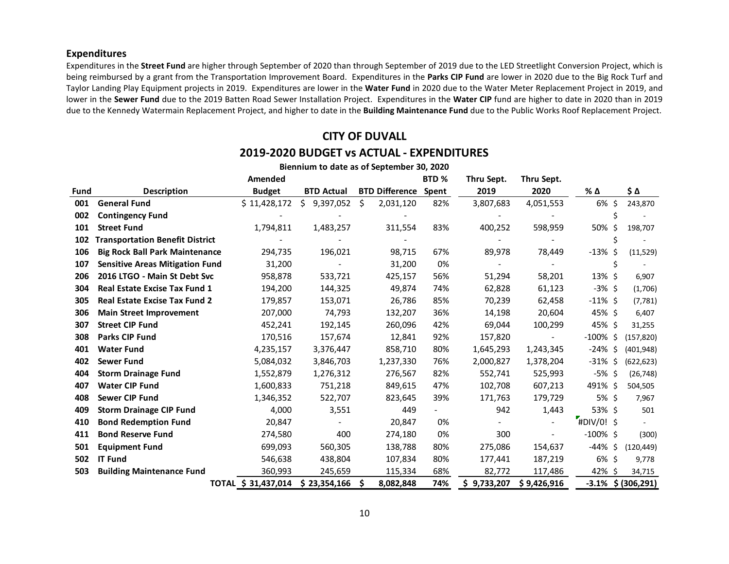### Expenditures

Expenditures in the **Street Fund** are higher through September of 2020 than through September of 2019 due to the LED Streetlight Conversion Project, which is being reimbursed by a grant from the Transportation Improvement Board. Expenditures in the **Parks CIP Fund** are lower in 2020 due to the Big Rock Turf and Taylor Landing Play Equipment projects in 2019. Expenditures are lower in the **Water Fund** in 2020 due to the Water Meter Replacement Project in 2019, and lower in the **Sewer Fund** due to the 2019 Batten Road Sewer Installation Project. Expenditures in the **Water CIP** fund are higher to date in 2020 than in 2019 due to the Kennedy Watermain Replacement Project, and higher to date in the **Building Maintenance Fund** due to the Public Works Roof Replacement Project.

## CITY OF DUVALL

## 2019-2020 BUDGET vs ACTUAL - EXPENDITURES

**Biennium to date as of September 30, 2020**

| Fund | Description | Amended Budget | BTD Actual | BTD Difference | BTD % Spent | Thru Sept. 2019 | Thru Sept. 2020 | % Δ | $ Δ |
|---|---|---|---|---|---|---|---|---|---|
| **001** | **General Fund** | $ 11,428,172 | $ 9,397,052 | $ 2,031,120 | 82% | 3,807,683 | 4,051,553 | 6% | $ 243,870 |
| **002** | **Contingency Fund** | - | - | - | | - | - | | $ - |
| **101** | **Street Fund** | 1,794,811 | 1,483,257 | 311,554 | 83% | 400,252 | 598,959 | 50% | $ 198,707 |
| **102** | **Transportation Benefit District** | - | - | - | | - | - | | $ - |
| **106** | **Big Rock Ball Park Maintenance** | 294,735 | 196,021 | 98,715 | 67% | 89,978 | 78,449 | -13% | $ (11,529) |
| **107** | **Sensitive Areas Mitigation Fund** | 31,200 | - | 31,200 | 0% | - | - | | $ - |
| **206** | **2016 LTGO - Main St Debt Svc** | 958,878 | 533,721 | 425,157 | 56% | 51,294 | 58,201 | 13% | $ 6,907 |
| **304** | **Real Estate Excise Tax Fund 1** | 194,200 | 144,325 | 49,874 | 74% | 62,828 | 61,123 | -3% | $ (1,706) |
| **305** | **Real Estate Excise Tax Fund 2** | 179,857 | 153,071 | 26,786 | 85% | 70,239 | 62,458 | -11% | $ (7,781) |
| **306** | **Main Street Improvement** | 207,000 | 74,793 | 132,207 | 36% | 14,198 | 20,604 | 45% | $ 6,407 |
| **307** | **Street CIP Fund** | 452,241 | 192,145 | 260,096 | 42% | 69,044 | 100,299 | 45% | $ 31,255 |
| **308** | **Parks CIP Fund** | 170,516 | 157,674 | 12,841 | 92% | 157,820 | - | -100% | $ (157,820) |
| **401** | **Water Fund** | 4,235,157 | 3,376,447 | 858,710 | 80% | 1,645,293 | 1,243,345 | -24% | $ (401,948) |
| **402** | **Sewer Fund** | 5,084,032 | 3,846,703 | 1,237,330 | 76% | 2,000,827 | 1,378,204 | -31% | $ (622,623) |
| **404** | **Storm Drainage Fund** | 1,552,879 | 1,276,312 | 276,567 | 82% | 552,741 | 525,993 | -5% | $ (26,748) |
| **407** | **Water CIP Fund** | 1,600,833 | 751,218 | 849,615 | 47% | 102,708 | 607,213 | 491% | $ 504,505 |
| **408** | **Sewer CIP Fund** | 1,346,352 | 522,707 | 823,645 | 39% | 171,763 | 179,729 | 5% | $ 7,967 |
| **409** | **Storm Drainage CIP Fund** | 4,000 | 3,551 | 449 | - | 942 | 1,443 | 53% | $ 501 |
| **410** | **Bond Redemption Fund** | 20,847 | - | 20,847 | 0% | - | - | #DIV/0! | $ - |
| **411** | **Bond Reserve Fund** | 274,580 | 400 | 274,180 | 0% | 300 | - | -100% | $ (300) |
| **501** | **Equipment Fund** | 699,093 | 560,305 | 138,788 | 80% | 275,086 | 154,637 | -44% | $ (120,449) |
| **502** | **IT Fund** | 546,638 | 438,804 | 107,834 | 80% | 177,441 | 187,219 | 6% | $ 9,778 |
| **503** | **Building Maintenance Fund** | 360,993 | 245,659 | 115,334 | 68% | 82,772 | 117,486 | 42% | $ 34,715 |
| | **TOTAL** | **$ 31,437,014** | **$ 23,354,166** | **$ 8,082,848** | **74%** | **$ 9,733,207** | **$ 9,426,916** | **-3.1%** | **$ (306,291)** |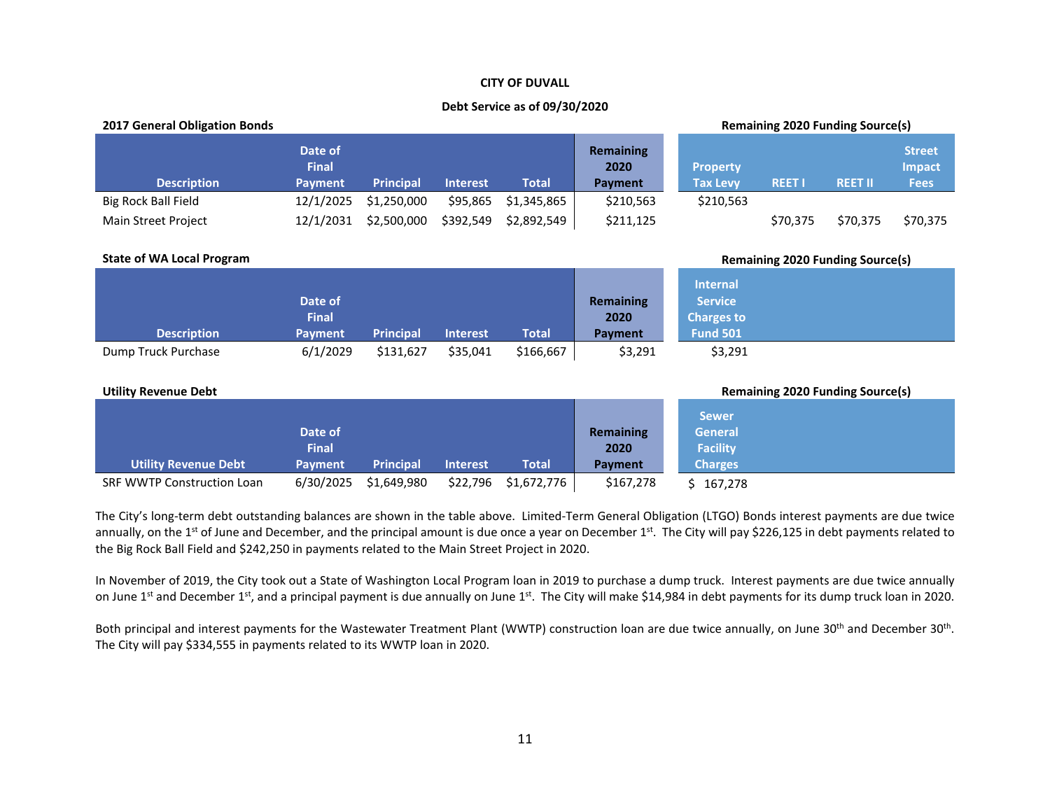**CITY OF DUVALL**

**Debt Service as of 09/30/2020**

**2017 General Obligation Bonds**

| Description | Date of Final Payment | Principal | Interest | Total | Remaining 2020 Payment | Property Tax Levy | REET I | REET II | Street Impact Fees |
|---|---|---|---|---|---|---|---|---|---|
| Big Rock Ball Field | 12/1/2025 | $1,250,000 | $95,865 | $1,345,865 | $210,563 | $210,563 | | | |
| Main Street Project | 12/1/2031 | $2,500,000 | $392,549 | $2,892,549 | $211,125 | | $70,375 | $70,375 | $70,375 |

(Property Tax Levy, REET I, REET II, and Street Impact Fees columns: Remaining 2020 Funding Source(s))

**State of WA Local Program**

| Description | Date of Final Payment | Principal | Interest | Total | Remaining 2020 Payment | Internal Service Charges to Fund 501 |
|---|---|---|---|---|---|---|
| Dump Truck Purchase | 6/1/2029 | $131,627 | $35,041 | $166,667 | $3,291 | $3,291 |

(Internal Service Charges to Fund 501 column: Remaining 2020 Funding Source(s))

**Utility Revenue Debt**

| Utility Revenue Debt | Date of Final Payment | Principal | Interest | Total | Remaining 2020 Payment | Sewer General Facility Charges |
|---|---|---|---|---|---|---|
| SRF WWTP Construction Loan | 6/30/2025 | $1,649,980 | $22,796 | $1,672,776 | $167,278 | $ 167,278 |

(Sewer General Facility Charges column: Remaining 2020 Funding Source(s))

The City's long-term debt outstanding balances are shown in the table above. Limited-Term General Obligation (LTGO) Bonds interest payments are due twice annually, on the 1st of June and December, and the principal amount is due once a year on December 1st. The City will pay $226,125 in debt payments related to the Big Rock Ball Field and $242,250 in payments related to the Main Street Project in 2020.

In November of 2019, the City took out a State of Washington Local Program loan in 2019 to purchase a dump truck. Interest payments are due twice annually on June 1st and December 1st, and a principal payment is due annually on June 1st. The City will make $14,984 in debt payments for its dump truck loan in 2020.

Both principal and interest payments for the Wastewater Treatment Plant (WWTP) construction loan are due twice annually, on June 30th and December 30th. The City will pay $334,555 in payments related to its WWTP loan in 2020.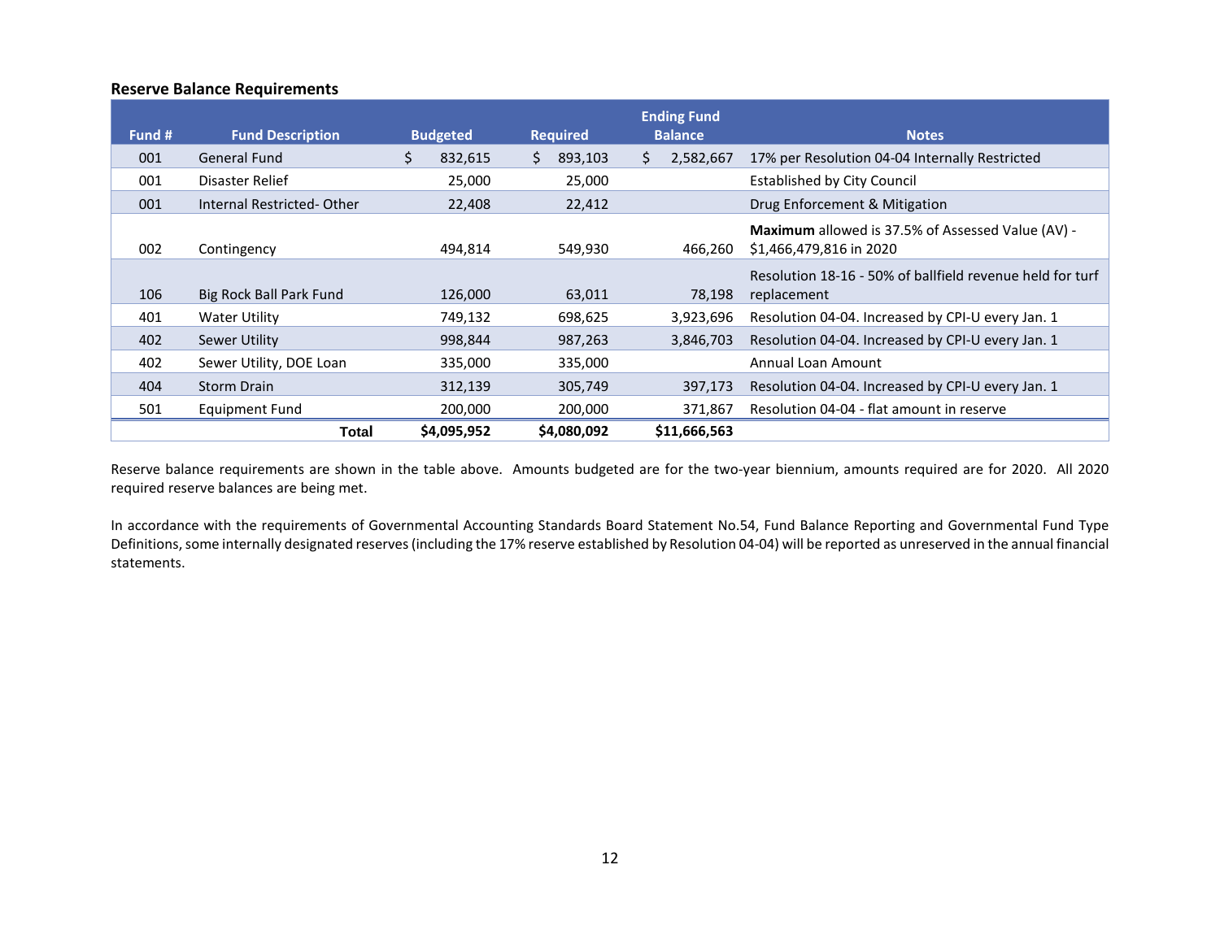### Reserve Balance Requirements

| Fund # | Fund Description | Budgeted | Required | Ending Fund Balance | Notes |
|---|---|---|---|---|---|
| 001 | General Fund | $ 832,615 | $ 893,103 | $ 2,582,667 | 17% per Resolution 04-04 Internally Restricted |
| 001 | Disaster Relief | 25,000 | 25,000 | | Established by City Council |
| 001 | Internal Restricted- Other | 22,408 | 22,412 | | Drug Enforcement & Mitigation |
| 002 | Contingency | 494,814 | 549,930 | 466,260 | **Maximum** allowed is 37.5% of Assessed Value (AV) - $1,466,479,816 in 2020 |
| 106 | Big Rock Ball Park Fund | 126,000 | 63,011 | 78,198 | Resolution 18-16 - 50% of ballfield revenue held for turf replacement |
| 401 | Water Utility | 749,132 | 698,625 | 3,923,696 | Resolution 04-04. Increased by CPI-U every Jan. 1 |
| 402 | Sewer Utility | 998,844 | 987,263 | 3,846,703 | Resolution 04-04. Increased by CPI-U every Jan. 1 |
| 402 | Sewer Utility, DOE Loan | 335,000 | 335,000 | | Annual Loan Amount |
| 404 | Storm Drain | 312,139 | 305,749 | 397,173 | Resolution 04-04. Increased by CPI-U every Jan. 1 |
| 501 | Equipment Fund | 200,000 | 200,000 | 371,867 | Resolution 04-04 - flat amount in reserve |
| | **Total** | **$4,095,952** | **$4,080,092** | **$11,666,563** | |

Reserve balance requirements are shown in the table above. Amounts budgeted are for the two-year biennium, amounts required are for 2020. All 2020 required reserve balances are being met.

In accordance with the requirements of Governmental Accounting Standards Board Statement No.54, Fund Balance Reporting and Governmental Fund Type Definitions, some internally designated reserves (including the 17% reserve established by Resolution 04-04) will be reported as unreserved in the annual financial statements.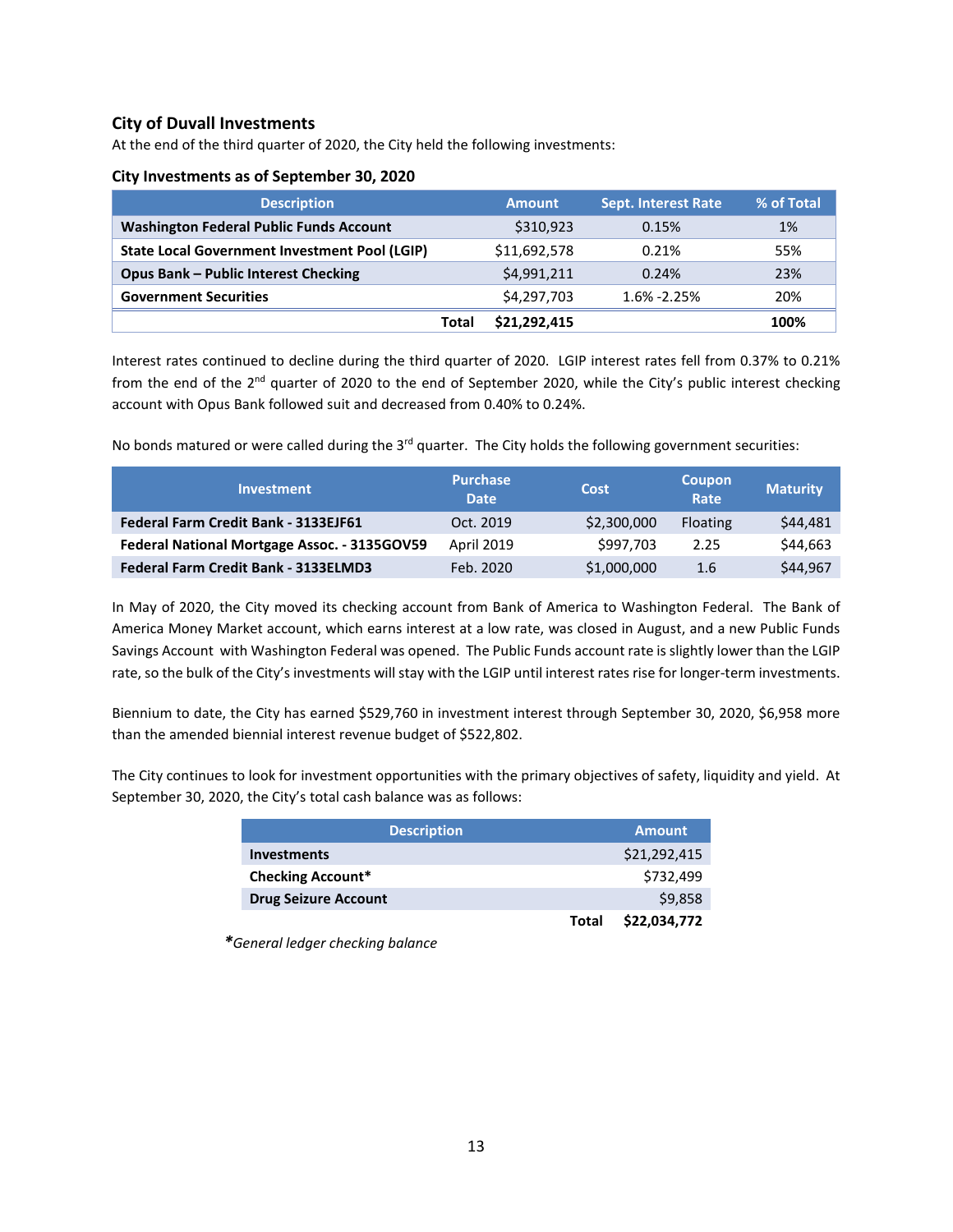## City of Duvall Investments

At the end of the third quarter of 2020, the City held the following investments:

### City Investments as of September 30, 2020

| Description | Amount | Sept. Interest Rate | % of Total |
| --- | --- | --- | --- |
| **Washington Federal Public Funds Account** | $310,923 | 0.15% | 1% |
| **State Local Government Investment Pool (LGIP)** | $11,692,578 | 0.21% | 55% |
| **Opus Bank – Public Interest Checking** | $4,991,211 | 0.24% | 23% |
| **Government Securities** | $4,297,703 | 1.6% -2.25% | 20% |
| **Total** | **$21,292,415** | | **100%** |

Interest rates continued to decline during the third quarter of 2020. LGIP interest rates fell from 0.37% to 0.21% from the end of the 2nd quarter of 2020 to the end of September 2020, while the City's public interest checking account with Opus Bank followed suit and decreased from 0.40% to 0.24%.

No bonds matured or were called during the 3rd quarter. The City holds the following government securities:

| Investment | Purchase Date | Cost | Coupon Rate | Maturity |
| --- | --- | --- | --- | --- |
| **Federal Farm Credit Bank - 3133EJF61** | Oct. 2019 | $2,300,000 | Floating | $44,481 |
| **Federal National Mortgage Assoc. - 3135GOV59** | April 2019 | $997,703 | 2.25 | $44,663 |
| **Federal Farm Credit Bank - 3133ELMD3** | Feb. 2020 | $1,000,000 | 1.6 | $44,967 |

In May of 2020, the City moved its checking account from Bank of America to Washington Federal. The Bank of America Money Market account, which earns interest at a low rate, was closed in August, and a new Public Funds Savings Account with Washington Federal was opened. The Public Funds account rate is slightly lower than the LGIP rate, so the bulk of the City's investments will stay with the LGIP until interest rates rise for longer-term investments.

Biennium to date, the City has earned $529,760 in investment interest through September 30, 2020, $6,958 more than the amended biennial interest revenue budget of $522,802.

The City continues to look for investment opportunities with the primary objectives of safety, liquidity and yield. At September 30, 2020, the City's total cash balance was as follows:

| Description | Amount |
| --- | --- |
| **Investments** | $21,292,415 |
| **Checking Account*** | $732,499 |
| **Drug Seizure Account** | $9,858 |
| **Total** | **$22,034,772** |

**\***_General ledger checking balance_